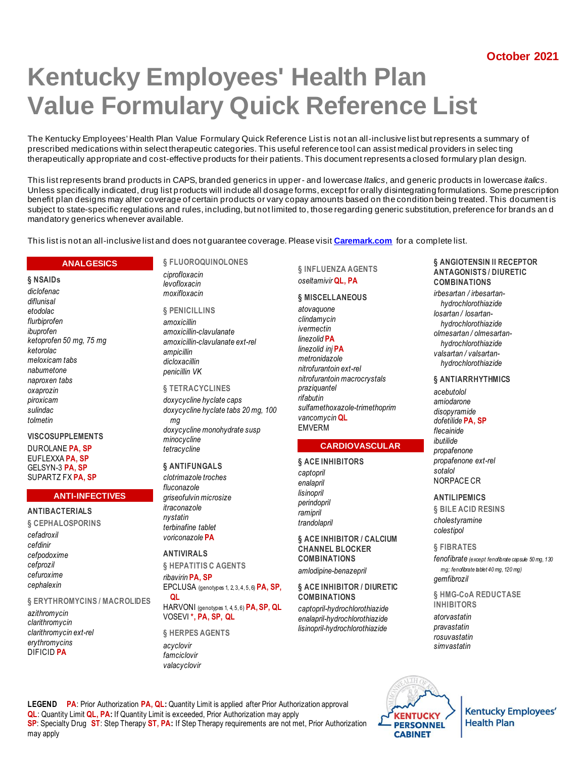October 2021

# Kentucky Employees' Health Plan Value Formulary Quick Reference List

The Kentucky Employees' Health Plan Value Formulary Quick Reference List is not an all-inclusive list but represents a summary of prescribed medications within select therapeutic categories. This useful reference tool can assist medical providers in selecting therapeutically appropriate and cost-effective products for their patients. This document represents a closed formulary plan design.

This list represents brand products in CAPS, branded generics in upper- and lowercase *Italics*, and generic products in lowercase *italics*. Unless specifically indicated, drug list products will include all dosage forms, except for orally disintegrating formulations. Some prescription benefit plan designs may alter coverage of certain products or vary copay amounts based on the condition being treated. This document is subject to state-specific regulations and rules, including, but not limited to, those regarding generic substitution, preference for brands and mandatory generics whenever available.

This list is not an all-inclusive list and does not guarantee coverage. Please visit **Caremark.com** for a complete list.

## ANALGESICS

### § NSAIDs

*diclofenac*
*diflunisal*
*etodolac*
*flurbiprofen*
*ibuprofen*
*ketoprofen 50 mg, 75 mg*
*ketorolac*
*meloxicam tabs*
*nabumetone*
*naproxen tabs*
*oxaprozin*
*piroxicam*
*sulindac*
*tolmetin*

### VISCOSUPPLEMENTS

DUROLANE **PA, SP**
EUFLEXXA **PA, SP**
GELSYN-3 **PA, SP**
SUPARTZ FX **PA, SP**

## ANTI-INFECTIVES

### ANTIBACTERIALS

#### § CEPHALOSPORINS

*cefadroxil*
*cefdinir*
*cefpodoxime*
*cefprozil*
*cefuroxime*
*cephalexin*

#### § ERYTHROMYCINS / MACROLIDES

*azithromycin*
*clarithromycin*
*clarithromycin ext-rel*
*erythromycins*
DIFICID **PA**

#### § FLUOROQUINOLONES

*ciprofloxacin*
*levofloxacin*
*moxifloxacin*

#### § PENICILLINS

*amoxicillin*
*amoxicillin-clavulanate*
*amoxicillin-clavulanate ext-rel*
*ampicillin*
*dicloxacillin*
*penicillin VK*

#### § TETRACYCLINES

*doxycycline hyclate caps*
*doxycycline hyclate tabs 20 mg, 100 mg*
*doxycycline monohydrate susp*
*minocycline*
*tetracycline*

#### § ANTIFUNGALS

*clotrimazole troches*
*fluconazole*
*griseofulvin microsize*
*itraconazole*
*nystatin*
*terbinafine tablet*
*voriconazole* **PA**

### ANTIVIRALS

#### § HEPATITIS C AGENTS

*ribavirin* **PA, SP**
EPCLUSA (genotypes 1, 2, 3, 4, 5, 6) **PA, SP, QL**
HARVONI (genotypes 1, 4, 5, 6) **PA, SP, QL**
VOSEVI **\*, PA, SP, QL**

#### § HERPES AGENTS

*acyclovir*
*famciclovir*
*valacyclovir*

#### § INFLUENZA AGENTS

*oseltamivir* **QL, PA**

#### § MISCELLANEOUS

*atovaquone*
*clindamycin*
*ivermectin*
*linezolid* **PA**
*linezolid inj* **PA**
*metronidazole*
*nitrofurantoin ext-rel*
*nitrofurantoin macrocrystals*
*praziquantel*
*rifabutin*
*sulfamethoxazole-trimethoprim*
*vancomycin* **QL**
EMVERM

## CARDIOVASCULAR

### § ACE INHIBITORS

*captopril*
*enalapril*
*lisinopril*
*perindopril*
*ramipril*
*trandolapril*

### § ACE INHIBITOR / CALCIUM CHANNEL BLOCKER COMBINATIONS

*amlodipine-benazepril*

### § ACE INHIBITOR / DIURETIC COMBINATIONS

*captopril-hydrochlorothiazide*
*enalapril-hydrochlorothiazide*
*lisinopril-hydrochlorothiazide*

### § ANGIOTENSIN II RECEPTOR ANTAGONISTS / DIURETIC COMBINATIONS

*irbesartan / irbesartan-hydrochlorothiazide*
*losartan / losartan-hydrochlorothiazide*
*olmesartan / olmesartan-hydrochlorothiazide*
*valsartan / valsartan-hydrochlorothiazide*

### § ANTIARRHYTHMICS

*acebutolol*
*amiodarone*
*disopyramide*
*dofetilide* **PA, SP**
*flecainide*
*ibutilide*
*propafenone*
*propafenone ext-rel*
*sotalol*
NORPACE CR

### ANTILIPEMICS

#### § BILE ACID RESINS

*cholestyramine*
*colestipol*

#### § FIBRATES

*fenofibrate* (except fenofibrate capsule 50 mg, 130 mg; fenofibrate tablet 40 mg, 120 mg)
*gemfibrozil*

#### § HMG-CoA REDUCTASE INHIBITORS

*atorvastatin*
*pravastatin*
*rosuvastatin*
*simvastatin*

**LEGEND** **PA**: Prior Authorization **PA, QL**: Quantity Limit is applied after Prior Authorization approval
**QL**: Quantity Limit **QL, PA**: If Quantity Limit is exceeded, Prior Authorization may apply
**SP**: Specialty Drug **ST**: Step Therapy **ST, PA**: If Step Therapy requirements are not met, Prior Authorization may apply

Kentucky Personnel Cabinet | Kentucky Employees' Health Plan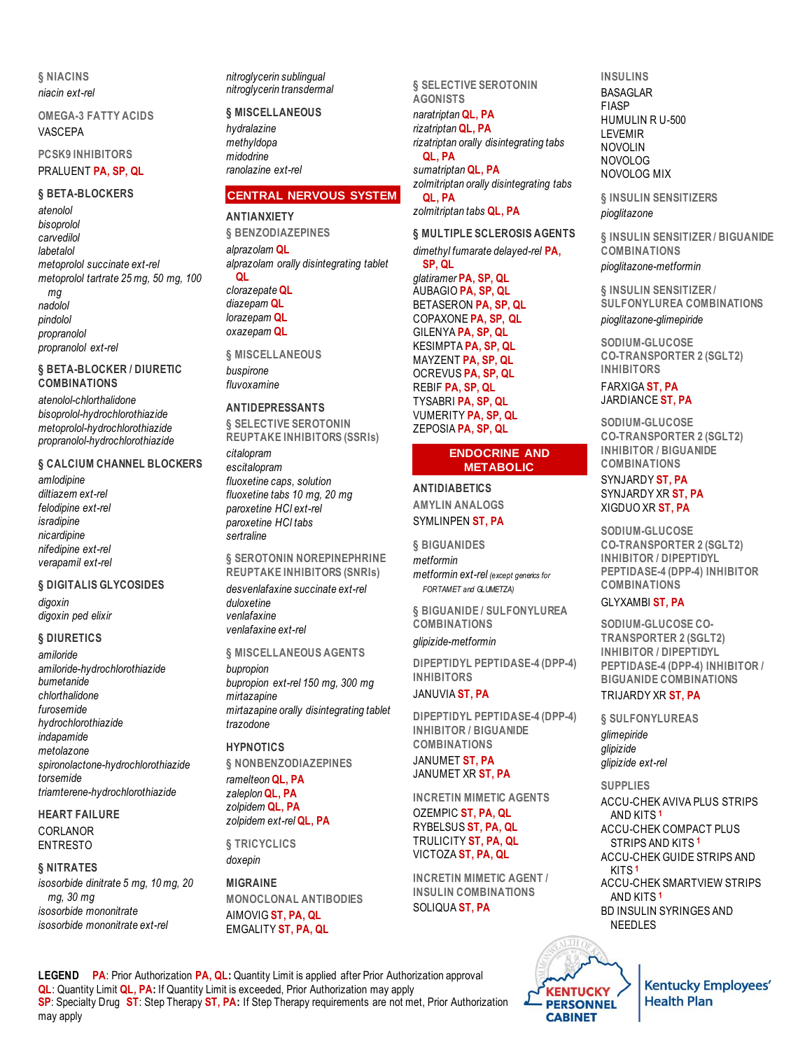### § NIACINS

*niacin ext-rel*

### OMEGA-3 FATTY ACIDS

VASCEPA

### PCSK9 INHIBITORS

PRALUENT **PA, SP, QL**

### § BETA-BLOCKERS

*atenolol*
*bisoprolol*
*carvedilol*
*labetalol*
*metoprolol succinate ext-rel*
*metoprolol tartrate 25 mg, 50 mg, 100 mg*
*nadolol*
*pindolol*
*propranolol*
*propranolol ext-rel*

### § BETA-BLOCKER / DIURETIC COMBINATIONS

*atenolol-chlorthalidone*
*bisoprolol-hydrochlorothiazide*
*metoprolol-hydrochlorothiazide*
*propranolol-hydrochlorothiazide*

### § CALCIUM CHANNEL BLOCKERS

*amlodipine*
*diltiazem ext-rel*
*felodipine ext-rel*
*isradipine*
*nicardipine*
*nifedipine ext-rel*
*verapamil ext-rel*

### § DIGITALIS GLYCOSIDES

*digoxin*
*digoxin ped elixir*

### § DIURETICS

*amiloride*
*amiloride-hydrochlorothiazide*
*bumetanide*
*chlorthalidone*
*furosemide*
*hydrochlorothiazide*
*indapamide*
*metolazone*
*spironolactone-hydrochlorothiazide*
*torsemide*
*triamterene-hydrochlorothiazide*

### HEART FAILURE

CORLANOR
ENTRESTO

### § NITRATES

*isosorbide dinitrate 5 mg, 10 mg, 20 mg, 30 mg*
*isosorbide mononitrate*
*isosorbide mononitrate ext-rel*
*nitroglycerin sublingual*
*nitroglycerin transdermal*

### § MISCELLANEOUS

*hydralazine*
*methyldopa*
*midodrine*
*ranolazine ext-rel*

## CENTRAL NERVOUS SYSTEM

### ANTIANXIETY

#### § BENZODIAZEPINES

*alprazolam* **QL**
*alprazolam orally disintegrating tablet* **QL**
*clorazepate* **QL**
*diazepam* **QL**
*lorazepam* **QL**
*oxazepam* **QL**

#### § MISCELLANEOUS

*buspirone*
*fluvoxamine*

### ANTIDEPRESSANTS

#### § SELECTIVE SEROTONIN REUPTAKE INHIBITORS (SSRIs)

*citalopram*
*escitalopram*
*fluoxetine caps, solution*
*fluoxetine tabs 10 mg, 20 mg*
*paroxetine HCl ext-rel*
*paroxetine HCl tabs*
*sertraline*

#### § SEROTONIN NOREPINEPHRINE REUPTAKE INHIBITORS (SNRIs)

*desvenlafaxine succinate ext-rel*
*duloxetine*
*venlafaxine*
*venlafaxine ext-rel*

#### § MISCELLANEOUS AGENTS

*bupropion*
*bupropion ext-rel 150 mg, 300 mg*
*mirtazapine*
*mirtazapine orally disintegrating tablet*
*trazodone*

### HYPNOTICS

#### § NONBENZODIAZEPINES

*ramelteon* **QL, PA**
*zaleplon* **QL, PA**
*zolpidem* **QL, PA**
*zolpidem ext-rel* **QL, PA**

#### § TRICYCLICS

*doxepin*

### MIGRAINE

#### MONOCLONAL ANTIBODIES

AIMOVIG **ST, PA, QL**
EMGALITY **ST, PA, QL**

#### § SELECTIVE SEROTONIN AGONISTS

*naratriptan* **QL, PA**
*rizatriptan* **QL, PA**
*rizatriptan orally disintegrating tabs* **QL, PA**
*sumatriptan* **QL, PA**
*zolmitriptan orally disintegrating tabs* **QL, PA**
*zolmitriptan tabs* **QL, PA**

### § MULTIPLE SCLEROSIS AGENTS

*dimethyl fumarate delayed-rel* **PA, SP, QL**
*glatiramer* **PA, SP, QL**
AUBAGIO **PA, SP, QL**
BETASERON **PA, SP, QL**
COPAXONE **PA, SP, QL**
GILENYA **PA, SP, QL**
KESIMPTA **PA, SP, QL**
MAYZENT **PA, SP, QL**
OCREVUS **PA, SP, QL**
REBIF **PA, SP, QL**
TYSABRI **PA, SP, QL**
VUMERITY **PA, SP, QL**
ZEPOSIA **PA, SP, QL**

## ENDOCRINE AND METABOLIC

### ANTIDIABETICS

#### AMYLIN ANALOGS

SYMLINPEN **ST, PA**

#### § BIGUANIDES

*metformin*
*metformin ext-rel (except generics for FORTAMET and GLUMETZA)*

#### § BIGUANIDE / SULFONYLUREA COMBINATIONS

*glipizide-metformin*

#### DIPEPTIDYL PEPTIDASE-4 (DPP-4) INHIBITORS

JANUVIA **ST, PA**

#### DIPEPTIDYL PEPTIDASE-4 (DPP-4) INHIBITOR / BIGUANIDE COMBINATIONS

JANUMET **ST, PA**
JANUMET XR **ST, PA**

#### INCRETIN MIMETIC AGENTS

OZEMPIC **ST, PA, QL**
RYBELSUS **ST, PA, QL**
TRULICITY **ST, PA, QL**
VICTOZA **ST, PA, QL**

#### INCRETIN MIMETIC AGENT / INSULIN COMBINATIONS

SOLIQUA **ST, PA**

#### INSULINS

BASAGLAR
FIASP
HUMULIN R U-500
LEVEMIR
NOVOLIN
NOVOLOG
NOVOLOG MIX

#### § INSULIN SENSITIZERS

*pioglitazone*

#### § INSULIN SENSITIZER / BIGUANIDE COMBINATIONS

*pioglitazone-metformin*

#### § INSULIN SENSITIZER / SULFONYLUREA COMBINATIONS

*pioglitazone-glimepiride*

#### SODIUM-GLUCOSE CO-TRANSPORTER 2 (SGLT2) INHIBITORS

FARXIGA **ST, PA**
JARDIANCE **ST, PA**

#### SODIUM-GLUCOSE CO-TRANSPORTER 2 (SGLT2) INHIBITOR / BIGUANIDE COMBINATIONS

SYNJARDY **ST, PA**
SYNJARDY XR **ST, PA**
XIGDUO XR **ST, PA**

#### SODIUM-GLUCOSE CO-TRANSPORTER 2 (SGLT2) INHIBITOR / DIPEPTIDYL PEPTIDASE-4 (DPP-4) INHIBITOR COMBINATIONS

GLYXAMBI **ST, PA**

#### SODIUM-GLUCOSE CO-TRANSPORTER 2 (SGLT2) INHIBITOR / DIPEPTIDYL PEPTIDASE-4 (DPP-4) INHIBITOR / BIGUANIDE COMBINATIONS

TRIJARDY XR **ST, PA**

#### § SULFONYLUREAS

*glimepiride*
*glipizide*
*glipizide ext-rel*

#### SUPPLIES

ACCU-CHEK AVIVA PLUS STRIPS AND KITS [1]
ACCU-CHEK COMPACT PLUS STRIPS AND KITS [1]
ACCU-CHEK GUIDE STRIPS AND KITS [1]
ACCU-CHEK SMARTVIEW STRIPS AND KITS [1]
BD INSULIN SYRINGES AND NEEDLES

**LEGEND** **PA**: Prior Authorization **PA, QL:** Quantity Limit is applied after Prior Authorization approval
**QL**: Quantity Limit **QL, PA:** If Quantity Limit is exceeded, Prior Authorization may apply
**SP**: Specialty Drug **ST**: Step Therapy **ST, PA:** If Step Therapy requirements are not met, Prior Authorization may apply

KENTUCKY PERSONNEL CABINET | Kentucky Employees' Health Plan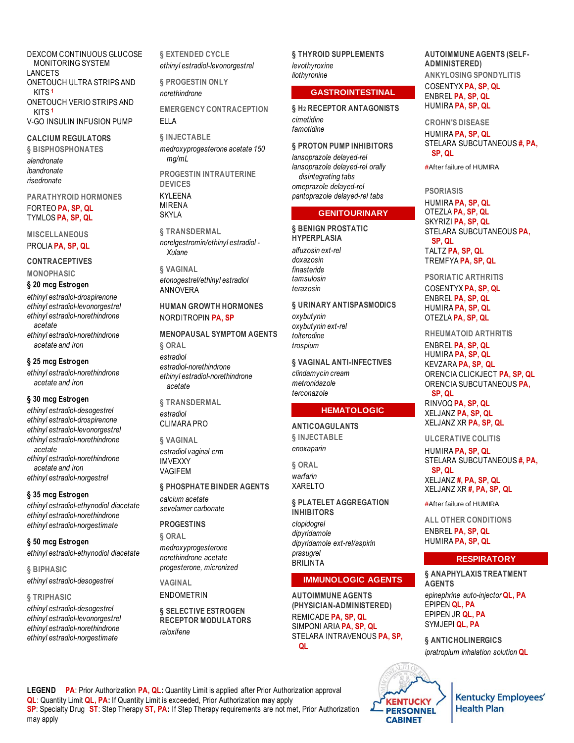DEXCOM CONTINUOUS GLUCOSE MONITORING SYSTEM
LANCETS
ONETOUCH ULTRA STRIPS AND KITS [1]
ONETOUCH VERIO STRIPS AND KITS [1]
V-GO INSULIN INFUSION PUMP

### CALCIUM REGULATORS

#### § BISPHOSPHONATES

*alendronate*
*ibandronate*
*risedronate*

#### PARATHYROID HORMONES

FORTEO **PA, SP, QL**
TYMLOS **PA, SP, QL**

#### MISCELLANEOUS

PROLIA **PA, SP, QL**

### CONTRACEPTIVES

#### MONOPHASIC

**§ 20 mcg Estrogen**

*ethinyl estradiol-drospirenone*
*ethinyl estradiol-levonorgestrel*
*ethinyl estradiol-norethindrone acetate*
*ethinyl estradiol-norethindrone acetate and iron*

**§ 25 mcg Estrogen**

*ethinyl estradiol-norethindrone acetate and iron*

**§ 30 mcg Estrogen**

*ethinyl estradiol-desogestrel*
*ethinyl estradiol-drospirenone*
*ethinyl estradiol-levonorgestrel*
*ethinyl estradiol-norethindrone acetate*
*ethinyl estradiol-norethindrone acetate and iron*
*ethinyl estradiol-norgestrel*

**§ 35 mcg Estrogen**

*ethinyl estradiol-ethynodiol diacetate*
*ethinyl estradiol-norethindrone*
*ethinyl estradiol-norgestimate*

**§ 50 mcg Estrogen**

*ethinyl estradiol-ethynodiol diacetate*

#### § BIPHASIC

*ethinyl estradiol-desogestrel*

#### § TRIPHASIC

*ethinyl estradiol-desogestrel*
*ethinyl estradiol-levonorgestrel*
*ethinyl estradiol-norethindrone*
*ethinyl estradiol-norgestimate*

#### § EXTENDED CYCLE

*ethinyl estradiol-levonorgestrel*

#### § PROGESTIN ONLY

*norethindrone*

#### EMERGENCY CONTRACEPTION

ELLA

#### § INJECTABLE

*medroxyprogesterone acetate 150 mg/mL*

#### PROGESTIN INTRAUTERINE DEVICES

KYLEENA
MIRENA
SKYLA

#### § TRANSDERMAL

*norelgestromin/ethinyl estradiol - Xulane*

#### § VAGINAL

*etonogestrel/ethinyl estradiol*
ANNOVERA

### HUMAN GROWTH HORMONES

NORDITROPIN **PA, SP**

### MENOPAUSAL SYMPTOM AGENTS

#### § ORAL

*estradiol*
*estradiol-norethindrone*
*ethinyl estradiol-norethindrone acetate*

#### § TRANSDERMAL

*estradiol*
CLIMARA PRO

#### § VAGINAL

*estradiol vaginal crm*
IMVEXXY
VAGIFEM

### § PHOSPHATE BINDER AGENTS

*calcium acetate*
*sevelamer carbonate*

### PROGESTINS

#### § ORAL

*medroxyprogesterone*
*norethindrone acetate*
*progesterone, micronized*

#### VAGINAL

ENDOMETRIN

### § SELECTIVE ESTROGEN RECEPTOR MODULATORS

*raloxifene*

### § THYROID SUPPLEMENTS

*levothyroxine*
*liothyronine*

## GASTROINTESTINAL

### § $H_2$ RECEPTOR ANTAGONISTS

*cimetidine*
*famotidine*

### § PROTON PUMP INHIBITORS

*lansoprazole delayed-rel*
*lansoprazole delayed-rel orally disintegrating tabs*
*omeprazole delayed-rel*
*pantoprazole delayed-rel tabs*

## GENITOURINARY

### § BENIGN PROSTATIC HYPERPLASIA

*alfuzosin ext-rel*
*doxazosin*
*finasteride*
*tamsulosin*
*terazosin*

### § URINARY ANTISPASMODICS

*oxybutynin*
*oxybutynin ext-rel*
*tolterodine*
*trospium*

### § VAGINAL ANTI-INFECTIVES

*clindamycin cream*
*metronidazole*
*terconazole*

## HEMATOLOGIC

### ANTICOAGULANTS

#### § INJECTABLE

*enoxaparin*

#### § ORAL

*warfarin*
XARELTO

### § PLATELET AGGREGATION INHIBITORS

*clopidogrel*
*dipyridamole*
*dipyridamole ext-rel/aspirin*
*prasugrel*
BRILINTA

## IMMUNOLOGIC AGENTS

### AUTOIMMUNE AGENTS (PHYSICIAN-ADMINISTERED)

REMICADE **PA, SP, QL**
SIMPONI ARIA **PA, SP, QL**
STELARA INTRAVENOUS **PA, SP, QL**

### AUTOIMMUNE AGENTS (SELF-ADMINISTERED)

#### ANKYLOSING SPONDYLITIS

COSENTYX **PA, SP, QL**
ENBREL **PA, SP, QL**
HUMIRA **PA, SP, QL**

#### CROHN'S DISEASE

HUMIRA **PA, SP, QL**
STELARA SUBCUTANEOUS **#, PA, SP, QL**

#After failure of HUMIRA

#### PSORIASIS

HUMIRA **PA, SP, QL**
OTEZLA **PA, SP, QL**
SKYRIZI **PA, SP, QL**
STELARA SUBCUTANEOUS **PA, SP, QL**
TALTZ **PA, SP, QL**
TREMFYA **PA, SP, QL**

#### PSORIATIC ARTHRITIS

COSENTYX **PA, SP, QL**
ENBREL **PA, SP, QL**
HUMIRA **PA, SP, QL**
OTEZLA **PA, SP, QL**

#### RHEUMATOID ARTHRITIS

ENBREL **PA, SP, QL**
HUMIRA **PA, SP, QL**
KEVZARA **PA, SP, QL**
ORENCIA CLICKJECT **PA, SP, QL**
ORENCIA SUBCUTANEOUS **PA, SP, QL**
RINVOQ **PA, SP, QL**
XELJANZ **PA, SP, QL**
XELJANZ XR **PA, SP, QL**

#### ULCERATIVE COLITIS

HUMIRA **PA, SP, QL**
STELARA SUBCUTANEOUS **#, PA, SP, QL**
XELJANZ **#, PA, SP, QL**
XELJANZ XR **#, PA, SP, QL**

#After failure of HUMIRA

#### ALL OTHER CONDITIONS

ENBREL **PA, SP, QL**
HUMIRA **PA, SP, QL**

## RESPIRATORY

### § ANAPHYLAXIS TREATMENT AGENTS

*epinephrine auto-injector* **QL, PA**
EPIPEN **QL, PA**
EPIPEN JR **QL, PA**
SYMJEPI **QL, PA**

### § ANTICHOLINERGICS

*ipratropium inhalation solution* **QL**

**LEGEND** **PA**: Prior Authorization **PA, QL:** Quantity Limit is applied after Prior Authorization approval
**QL**: Quantity Limit **QL, PA:** If Quantity Limit is exceeded, Prior Authorization may apply
**SP**: Specialty Drug **ST**: Step Therapy **ST, PA:** If Step Therapy requirements are not met, Prior Authorization may apply

KENTUCKY PERSONNEL CABINET | Kentucky Employees' Health Plan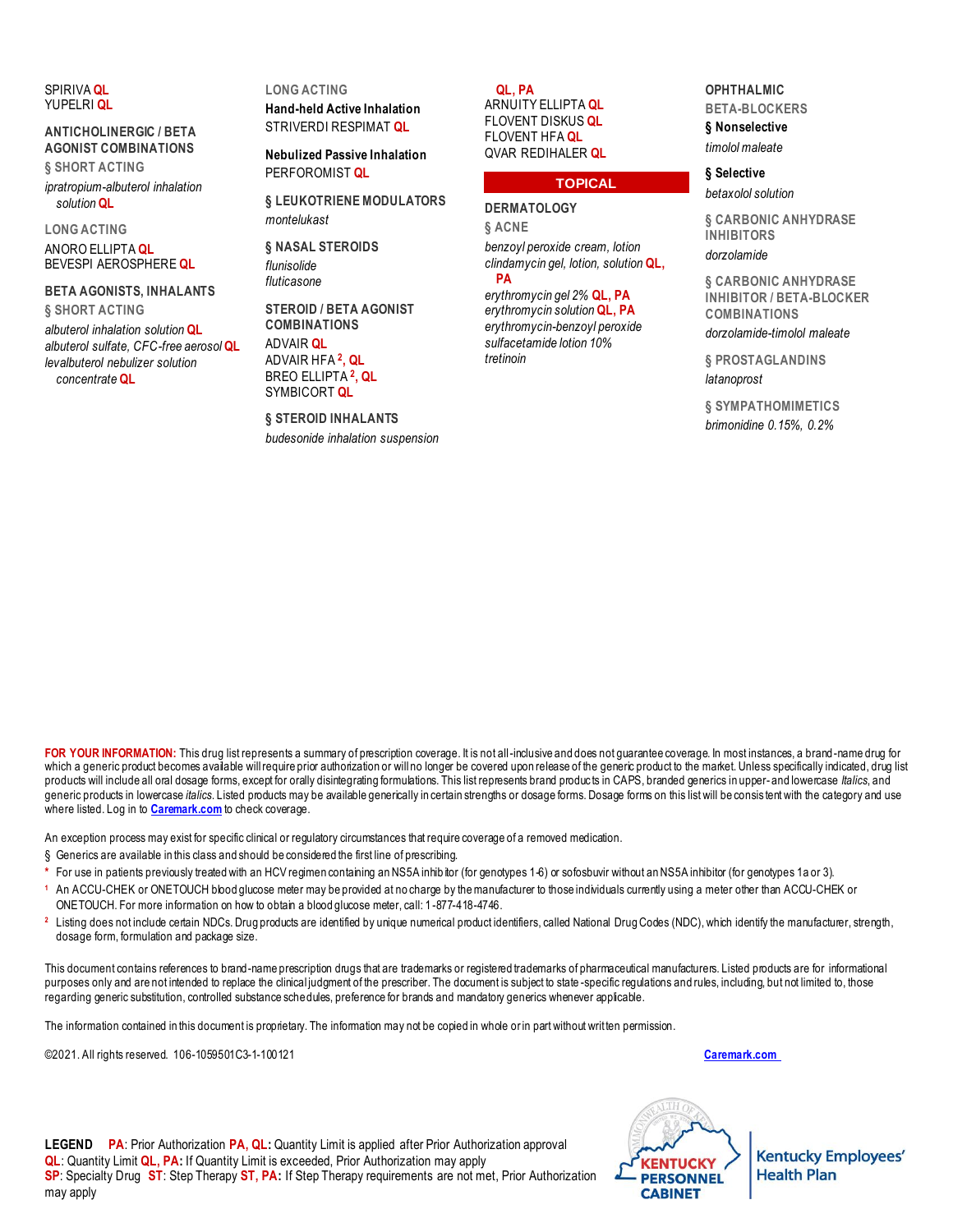SPIRIVA **QL**
YUPELRI **QL**

**ANTICHOLINERGIC / BETA AGONIST COMBINATIONS**

§ SHORT ACTING

*ipratropium-albuterol inhalation solution* **QL**

LONG ACTING

ANORO ELLIPTA **QL**
BEVESPI AEROSPHERE **QL**

**BETA AGONISTS, INHALANTS**

§ SHORT ACTING

*albuterol inhalation solution* **QL**
*albuterol sulfate, CFC-free aerosol* **QL**
*levalbuterol nebulizer solution concentrate* **QL**

LONG ACTING

**Hand-held Active Inhalation**

STRIVERDI RESPIMAT **QL**

**Nebulized Passive Inhalation**

PERFOROMIST **QL**

**§ LEUKOTRIENE MODULATORS**

*montelukast*

**§ NASAL STEROIDS**

*flunisolide*
*fluticasone*

**STEROID / BETA AGONIST COMBINATIONS**

ADVAIR **QL**
ADVAIR HFA [2], **QL**
BREO ELLIPTA [2], **QL**
SYMBICORT **QL**

**§ STEROID INHALANTS**

*budesonide inhalation suspension* **QL, PA**
ARNUITY ELLIPTA **QL**
FLOVENT DISKUS **QL**
FLOVENT HFA **QL**
QVAR REDIHALER **QL**

## TOPICAL

**DERMATOLOGY**

§ ACNE

*benzoyl peroxide cream, lotion*
*clindamycin gel, lotion, solution* **QL, PA**
*erythromycin gel 2%* **QL, PA**
*erythromycin solution* **QL, PA**
*erythromycin-benzoyl peroxide*
*sulfacetamide lotion 10%*
*tretinoin*

**OPHTHALMIC**

BETA-BLOCKERS

**§ Nonselective**

*timolol maleate*

**§ Selective**

*betaxolol solution*

§ CARBONIC ANHYDRASE INHIBITORS

*dorzolamide*

§ CARBONIC ANHYDRASE INHIBITOR / BETA-BLOCKER COMBINATIONS

*dorzolamide-timolol maleate*

§ PROSTAGLANDINS

*latanoprost*

§ SYMPATHOMIMETICS

*brimonidine 0.15%, 0.2%*

**FOR YOUR INFORMATION:** This drug list represents a summary of prescription coverage. It is not all-inclusive and does not guarantee coverage. In most instances, a brand-name drug for which a generic product becomes available will require prior authorization or will no longer be covered upon release of the generic product to the market. Unless specifically indicated, drug list products will include all oral dosage forms, except for orally disintegrating formulations. This list represents brand products in CAPS, branded generics in upper- and lowercase *Italics*, and generic products in lowercase *italics*. Listed products may be available generically in certain strengths or dosage forms. Dosage forms on this list will be consistent with the category and use where listed. Log in to **Caremark.com** to check coverage.

An exception process may exist for specific clinical or regulatory circumstances that require coverage of a removed medication.

§ Generics are available in this class and should be considered the first line of prescribing.

\* For use in patients previously treated with an HCV regimen containing an NS5A inhibitor (for genotypes 1-6) or sofosbuvir without an NS5A inhibitor (for genotypes 1a or 3).

[1] An ACCU-CHEK or ONETOUCH blood glucose meter may be provided at no charge by the manufacturer to those individuals currently using a meter other than ACCU-CHEK or ONETOUCH. For more information on how to obtain a blood glucose meter, call: 1-877-418-4746.

[2] Listing does not include certain NDCs. Drug products are identified by unique numerical product identifiers, called National Drug Codes (NDC), which identify the manufacturer, strength, dosage form, formulation and package size.

This document contains references to brand-name prescription drugs that are trademarks or registered trademarks of pharmaceutical manufacturers. Listed products are for informational purposes only and are not intended to replace the clinical judgment of the prescriber. The document is subject to state-specific regulations and rules, including, but not limited to, those regarding generic substitution, controlled substance schedules, preference for brands and mandatory generics whenever applicable.

The information contained in this document is proprietary. The information may not be copied in whole or in part without written permission.

©2021. All rights reserved. 106-1059501C3-1-100121 **Caremark.com**

**LEGEND** **PA**: Prior Authorization **PA, QL:** Quantity Limit is applied after Prior Authorization approval
**QL**: Quantity Limit **QL, PA:** If Quantity Limit is exceeded, Prior Authorization may apply
**SP**: Specialty Drug **ST**: Step Therapy **ST, PA:** If Step Therapy requirements are not met, Prior Authorization may apply

KENTUCKY PERSONNEL CABINET | Kentucky Employees' Health Plan